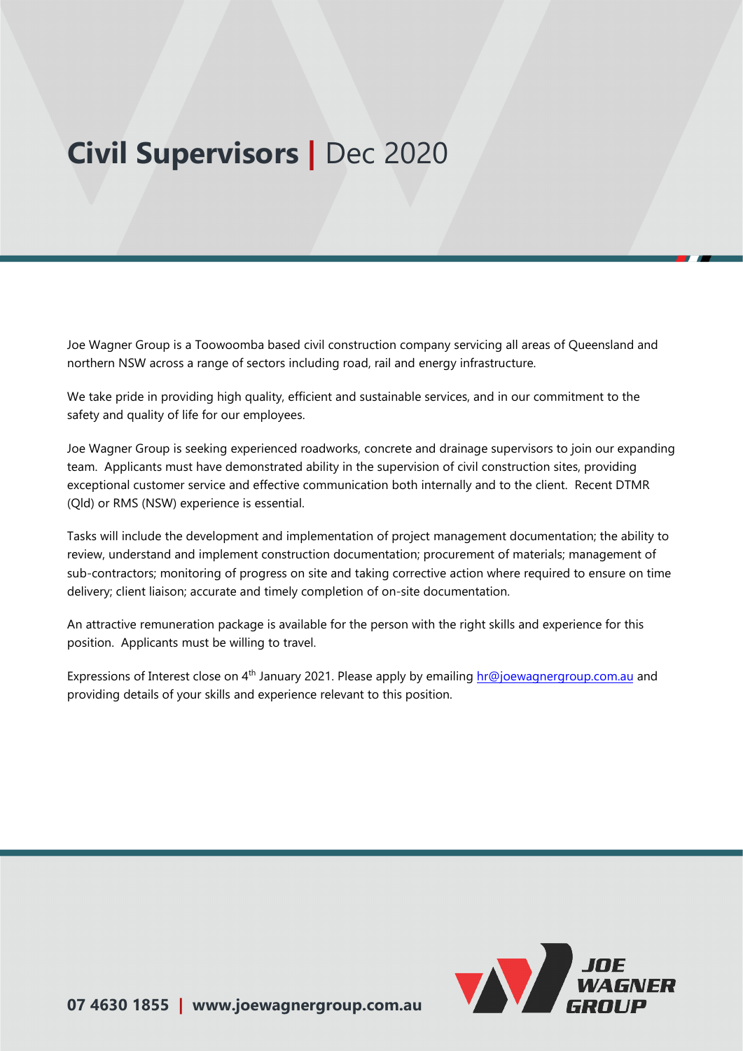# **Civil Supervisors |** Dec 2020

Joe Wagner Group is a Toowoomba based civil construction company servicing all areas of Queensland and northern NSW across a range of sectors including road, rail and energy infrastructure.

We take pride in providing high quality, efficient and sustainable services, and in our commitment to the safety and quality of life for our employees.

Joe Wagner Group is seeking experienced roadworks, concrete and drainage supervisors to join our expanding team. Applicants must have demonstrated ability in the supervision of civil construction sites, providing exceptional customer service and effective communication both internally and to the client. Recent DTMR (Qld) or RMS (NSW) experience is essential.

Tasks will include the development and implementation of project management documentation; the ability to review, understand and implement construction documentation; procurement of materials; management of sub-contractors; monitoring of progress on site and taking corrective action where required to ensure on time delivery; client liaison; accurate and timely completion of on-site documentation.

An attractive remuneration package is available for the person with the right skills and experience for this position. Applicants must be willing to travel.

Expressions of Interest close on 4th January 2021. Please apply by emailing hr@joewagnergroup.com.au and providing details of your skills and experience relevant to this position.

**07 4630 1855 | www.joewagnergroup.com.au**

JOE WAGNER GROUP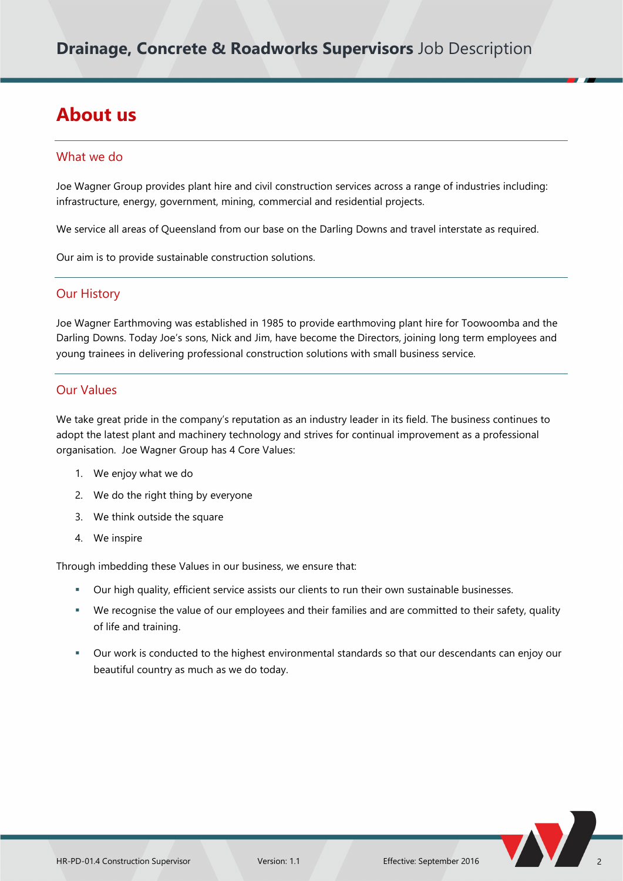# About us

## What we do

Joe Wagner Group provides plant hire and civil construction services across a range of industries including: infrastructure, energy, government, mining, commercial and residential projects.

We service all areas of Queensland from our base on the Darling Downs and travel interstate as required.

Our aim is to provide sustainable construction solutions.

## Our History

Joe Wagner Earthmoving was established in 1985 to provide earthmoving plant hire for Toowoomba and the Darling Downs. Today Joe's sons, Nick and Jim, have become the Directors, joining long term employees and young trainees in delivering professional construction solutions with small business service.

## Our Values

We take great pride in the company's reputation as an industry leader in its field. The business continues to adopt the latest plant and machinery technology and strives for continual improvement as a professional organisation. Joe Wagner Group has 4 Core Values:

1. We enjoy what we do
2. We do the right thing by everyone
3. We think outside the square
4. We inspire

Through imbedding these Values in our business, we ensure that:

- Our high quality, efficient service assists our clients to run their own sustainable businesses.
- We recognise the value of our employees and their families and are committed to their safety, quality of life and training.
- Our work is conducted to the highest environmental standards so that our descendants can enjoy our beautiful country as much as we do today.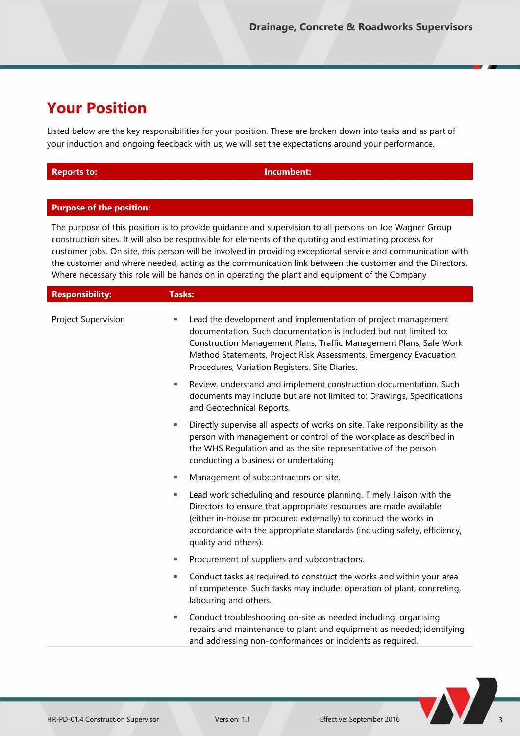# Your Position

Listed below are the key responsibilities for your position. These are broken down into tasks and as part of your induction and ongoing feedback with us; we will set the expectations around your performance.

| Reports to: | Incumbent: |
|---|---|

| Purpose of the position: |
|---|
| The purpose of this position is to provide guidance and supervision to all persons on Joe Wagner Group construction sites. It will also be responsible for elements of the quoting and estimating process for customer jobs. On site, this person will be involved in providing exceptional service and communication with the customer and where needed, acting as the communication link between the customer and the Directors. Where necessary this role will be hands on in operating the plant and equipment of the Company |

| Responsibility: | Tasks: |
|---|---|
| Project Supervision | ▪ Lead the development and implementation of project management documentation. Such documentation is included but not limited to: Construction Management Plans, Traffic Management Plans, Safe Work Method Statements, Project Risk Assessments, Emergency Evacuation Procedures, Variation Registers, Site Diaries.<br>▪ Review, understand and implement construction documentation. Such documents may include but are not limited to: Drawings, Specifications and Geotechnical Reports.<br>▪ Directly supervise all aspects of works on site. Take responsibility as the person with management or control of the workplace as described in the WHS Regulation and as the site representative of the person conducting a business or undertaking.<br>▪ Management of subcontractors on site.<br>▪ Lead work scheduling and resource planning. Timely liaison with the Directors to ensure that appropriate resources are made available (either in-house or procured externally) to conduct the works in accordance with the appropriate standards (including safety, efficiency, quality and others).<br>▪ Procurement of suppliers and subcontractors.<br>▪ Conduct tasks as required to construct the works and within your area of competence. Such tasks may include: operation of plant, concreting, labouring and others.<br>▪ Conduct troubleshooting on-site as needed including: organising repairs and maintenance to plant and equipment as needed; identifying and addressing non-conformances or incidents as required. |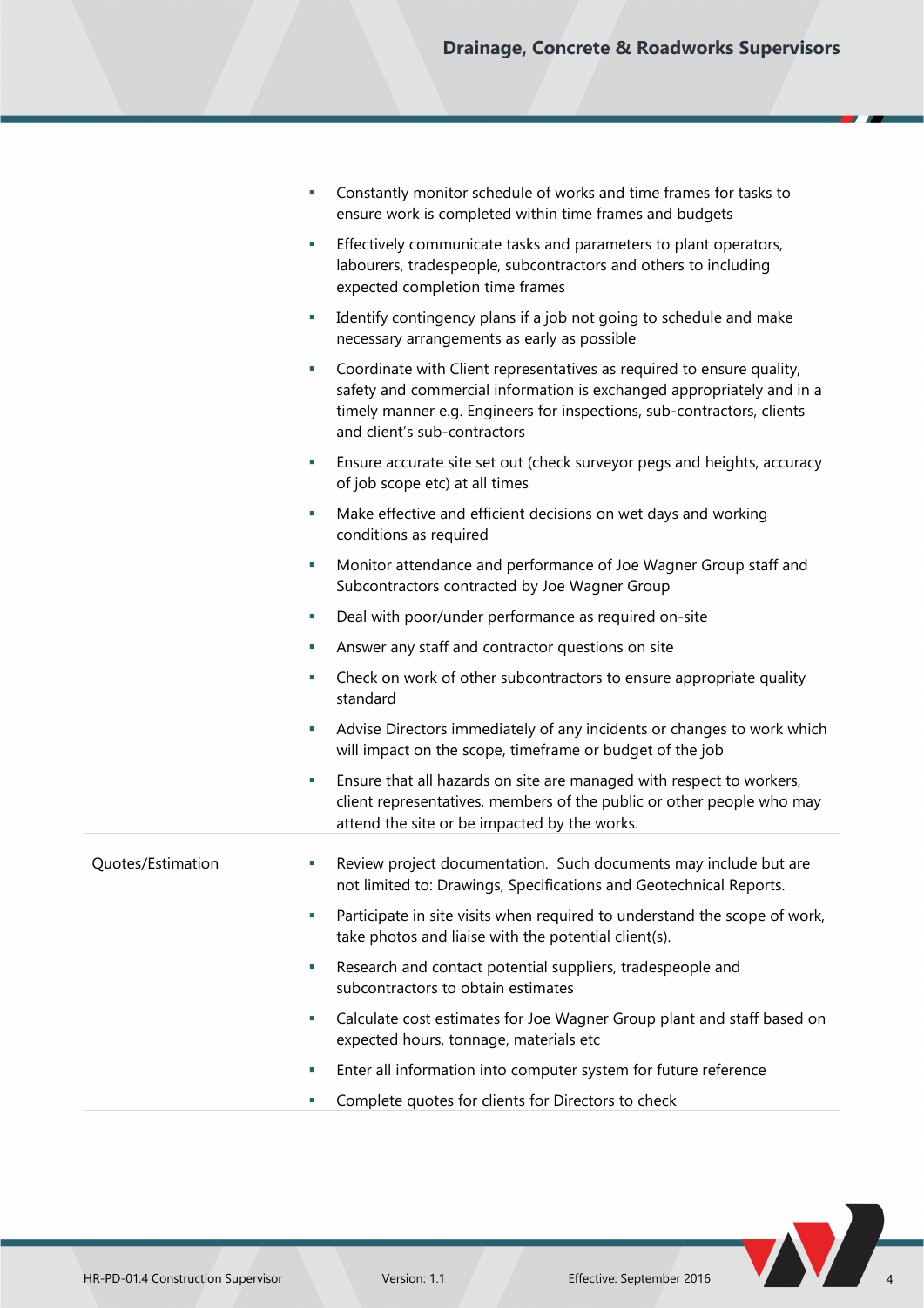| | |
|---|---|
| | ▪ Constantly monitor schedule of works and time frames for tasks to ensure work is completed within time frames and budgets<br>▪ Effectively communicate tasks and parameters to plant operators, labourers, tradespeople, subcontractors and others to including expected completion time frames<br>▪ Identify contingency plans if a job not going to schedule and make necessary arrangements as early as possible<br>▪ Coordinate with Client representatives as required to ensure quality, safety and commercial information is exchanged appropriately and in a timely manner e.g. Engineers for inspections, sub-contractors, clients and client's sub-contractors<br>▪ Ensure accurate site set out (check surveyor pegs and heights, accuracy of job scope etc) at all times<br>▪ Make effective and efficient decisions on wet days and working conditions as required<br>▪ Monitor attendance and performance of Joe Wagner Group staff and Subcontractors contracted by Joe Wagner Group<br>▪ Deal with poor/under performance as required on-site<br>▪ Answer any staff and contractor questions on site<br>▪ Check on work of other subcontractors to ensure appropriate quality standard<br>▪ Advise Directors immediately of any incidents or changes to work which will impact on the scope, timeframe or budget of the job<br>▪ Ensure that all hazards on site are managed with respect to workers, client representatives, members of the public or other people who may attend the site or be impacted by the works. |
| Quotes/Estimation | ▪ Review project documentation. Such documents may include but are not limited to: Drawings, Specifications and Geotechnical Reports.<br>▪ Participate in site visits when required to understand the scope of work, take photos and liaise with the potential client(s).<br>▪ Research and contact potential suppliers, tradespeople and subcontractors to obtain estimates<br>▪ Calculate cost estimates for Joe Wagner Group plant and staff based on expected hours, tonnage, materials etc<br>▪ Enter all information into computer system for future reference<br>▪ Complete quotes for clients for Directors to check |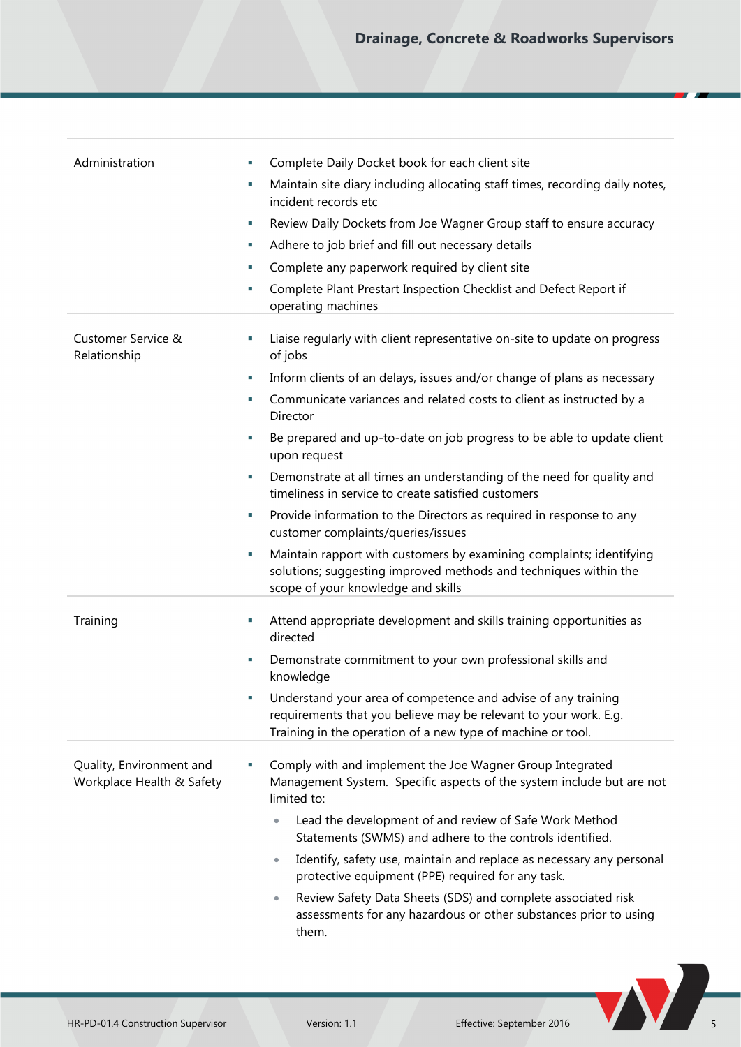| | |
|---|---|
| Administration | ▪ Complete Daily Docket book for each client site<br>▪ Maintain site diary including allocating staff times, recording daily notes, incident records etc<br>▪ Review Daily Dockets from Joe Wagner Group staff to ensure accuracy<br>▪ Adhere to job brief and fill out necessary details<br>▪ Complete any paperwork required by client site<br>▪ Complete Plant Prestart Inspection Checklist and Defect Report if operating machines |
| Customer Service & Relationship | ▪ Liaise regularly with client representative on-site to update on progress of jobs<br>▪ Inform clients of an delays, issues and/or change of plans as necessary<br>▪ Communicate variances and related costs to client as instructed by a Director<br>▪ Be prepared and up-to-date on job progress to be able to update client upon request<br>▪ Demonstrate at all times an understanding of the need for quality and timeliness in service to create satisfied customers<br>▪ Provide information to the Directors as required in response to any customer complaints/queries/issues<br>▪ Maintain rapport with customers by examining complaints; identifying solutions; suggesting improved methods and techniques within the scope of your knowledge and skills |
| Training | ▪ Attend appropriate development and skills training opportunities as directed<br>▪ Demonstrate commitment to your own professional skills and knowledge<br>▪ Understand your area of competence and advise of any training requirements that you believe may be relevant to your work. E.g. Training in the operation of a new type of machine or tool. |
| Quality, Environment and Workplace Health & Safety | ▪ Comply with and implement the Joe Wagner Group Integrated Management System. Specific aspects of the system include but are not limited to:<br>• Lead the development of and review of Safe Work Method Statements (SWMS) and adhere to the controls identified.<br>• Identify, safety use, maintain and replace as necessary any personal protective equipment (PPE) required for any task.<br>• Review Safety Data Sheets (SDS) and complete associated risk assessments for any hazardous or other substances prior to using them. |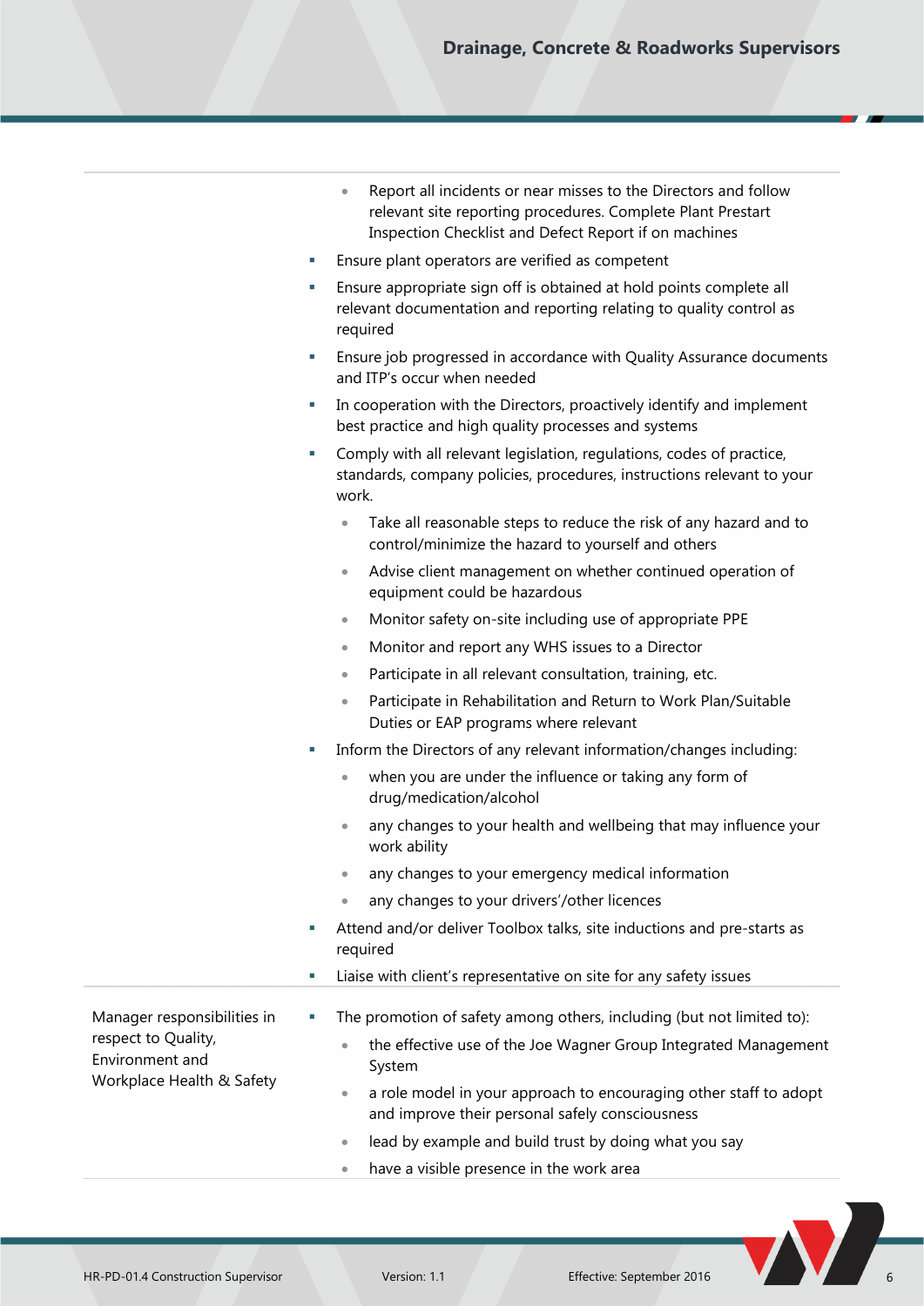| | |
|---|---|
| | • Report all incidents or near misses to the Directors and follow relevant site reporting procedures. Complete Plant Prestart Inspection Checklist and Defect Report if on machines<br>▪ Ensure plant operators are verified as competent<br>▪ Ensure appropriate sign off is obtained at hold points complete all relevant documentation and reporting relating to quality control as required<br>▪ Ensure job progressed in accordance with Quality Assurance documents and ITP's occur when needed<br>▪ In cooperation with the Directors, proactively identify and implement best practice and high quality processes and systems<br>▪ Comply with all relevant legislation, regulations, codes of practice, standards, company policies, procedures, instructions relevant to your work.<br>  • Take all reasonable steps to reduce the risk of any hazard and to control/minimize the hazard to yourself and others<br>  • Advise client management on whether continued operation of equipment could be hazardous<br>  • Monitor safety on-site including use of appropriate PPE<br>  • Monitor and report any WHS issues to a Director<br>  • Participate in all relevant consultation, training, etc.<br>  • Participate in Rehabilitation and Return to Work Plan/Suitable Duties or EAP programs where relevant<br>▪ Inform the Directors of any relevant information/changes including:<br>  • when you are under the influence or taking any form of drug/medication/alcohol<br>  • any changes to your health and wellbeing that may influence your work ability<br>  • any changes to your emergency medical information<br>  • any changes to your drivers'/other licences<br>▪ Attend and/or deliver Toolbox talks, site inductions and pre-starts as required<br>▪ Liaise with client's representative on site for any safety issues |
| Manager responsibilities in respect to Quality, Environment and Workplace Health & Safety | ▪ The promotion of safety among others, including (but not limited to):<br>  • the effective use of the Joe Wagner Group Integrated Management System<br>  • a role model in your approach to encouraging other staff to adopt and improve their personal safely consciousness<br>  • lead by example and build trust by doing what you say<br>  • have a visible presence in the work area |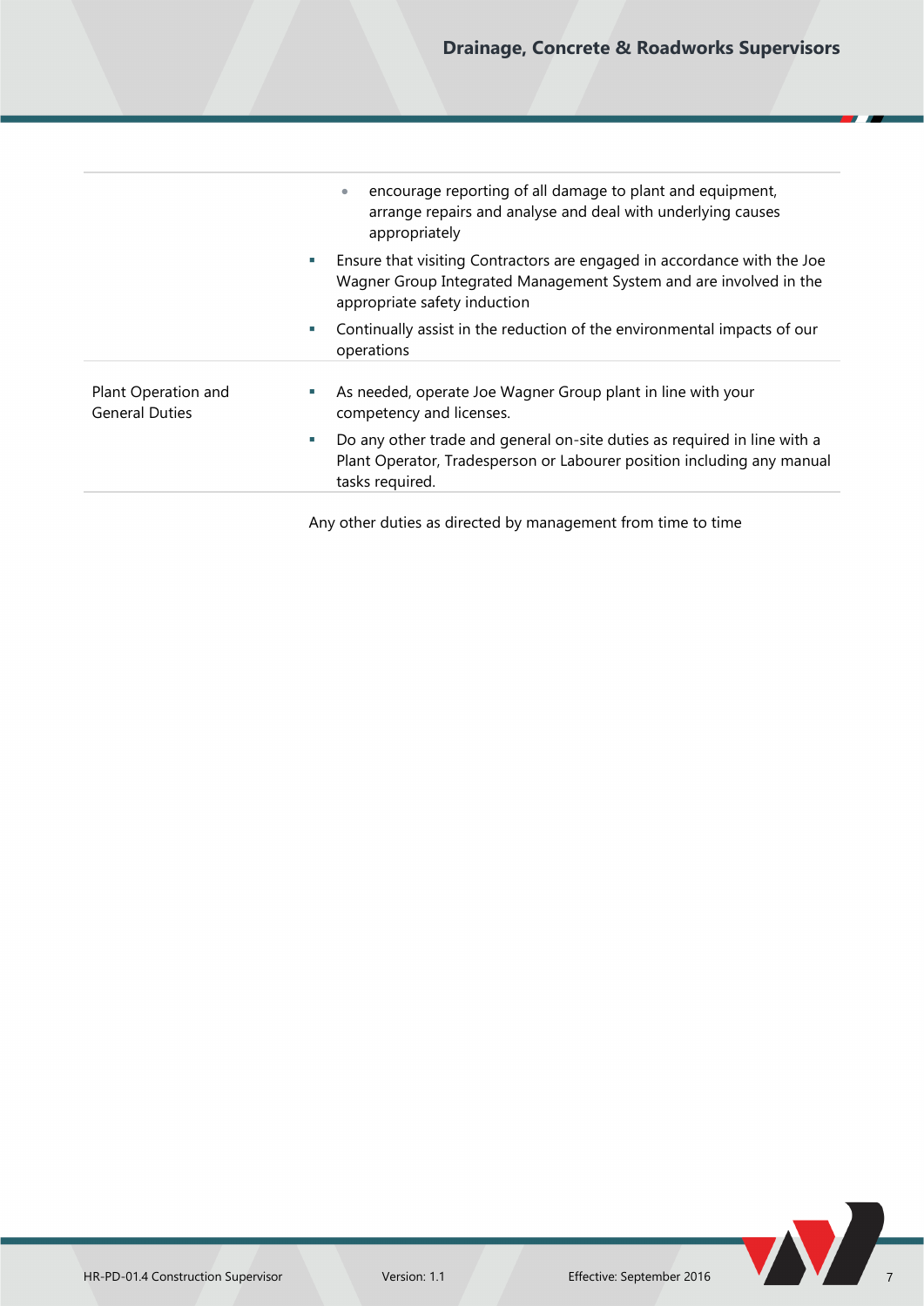| | |
|---|---|
| | - encourage reporting of all damage to plant and equipment, arrange repairs and analyse and deal with underlying causes appropriately<br>- Ensure that visiting Contractors are engaged in accordance with the Joe Wagner Group Integrated Management System and are involved in the appropriate safety induction<br>- Continually assist in the reduction of the environmental impacts of our operations |
| Plant Operation and General Duties | - As needed, operate Joe Wagner Group plant in line with your competency and licenses.<br>- Do any other trade and general on-site duties as required in line with a Plant Operator, Tradesperson or Labourer position including any manual tasks required. |

Any other duties as directed by management from time to time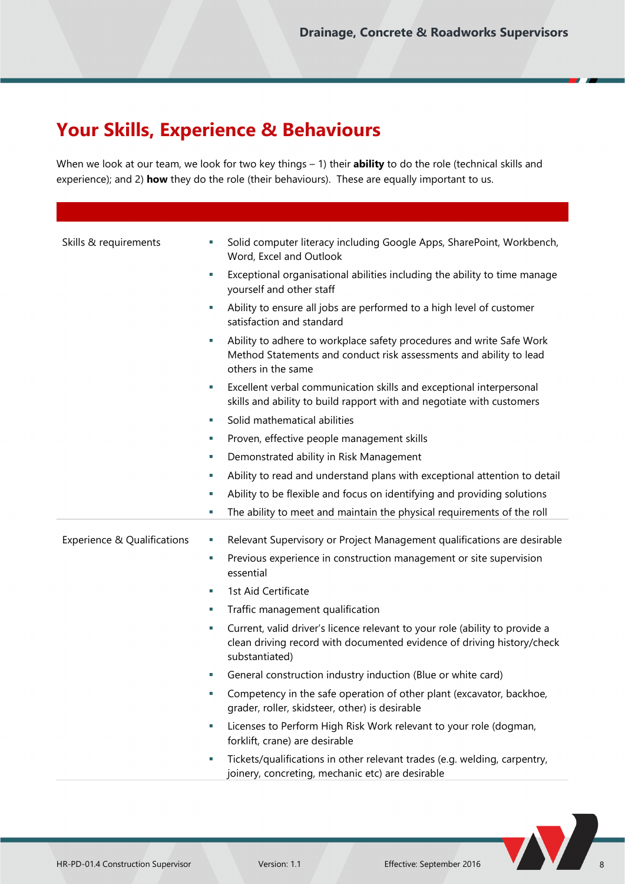# Your Skills, Experience & Behaviours

When we look at our team, we look for two key things – 1) their **ability** to do the role (technical skills and experience); and 2) **how** they do the role (their behaviours). These are equally important to us.

| | |
|---|---|
| Skills & requirements | ▪ Solid computer literacy including Google Apps, SharePoint, Workbench, Word, Excel and Outlook<br>▪ Exceptional organisational abilities including the ability to time manage yourself and other staff<br>▪ Ability to ensure all jobs are performed to a high level of customer satisfaction and standard<br>▪ Ability to adhere to workplace safety procedures and write Safe Work Method Statements and conduct risk assessments and ability to lead others in the same<br>▪ Excellent verbal communication skills and exceptional interpersonal skills and ability to build rapport with and negotiate with customers<br>▪ Solid mathematical abilities<br>▪ Proven, effective people management skills<br>▪ Demonstrated ability in Risk Management<br>▪ Ability to read and understand plans with exceptional attention to detail<br>▪ Ability to be flexible and focus on identifying and providing solutions<br>▪ The ability to meet and maintain the physical requirements of the roll |
| Experience & Qualifications | ▪ Relevant Supervisory or Project Management qualifications are desirable<br>▪ Previous experience in construction management or site supervision essential<br>▪ 1st Aid Certificate<br>▪ Traffic management qualification<br>▪ Current, valid driver's licence relevant to your role (ability to provide a clean driving record with documented evidence of driving history/check substantiated)<br>▪ General construction industry induction (Blue or white card)<br>▪ Competency in the safe operation of other plant (excavator, backhoe, grader, roller, skidsteer, other) is desirable<br>▪ Licenses to Perform High Risk Work relevant to your role (dogman, forklift, crane) are desirable<br>▪ Tickets/qualifications in other relevant trades (e.g. welding, carpentry, joinery, concreting, mechanic etc) are desirable |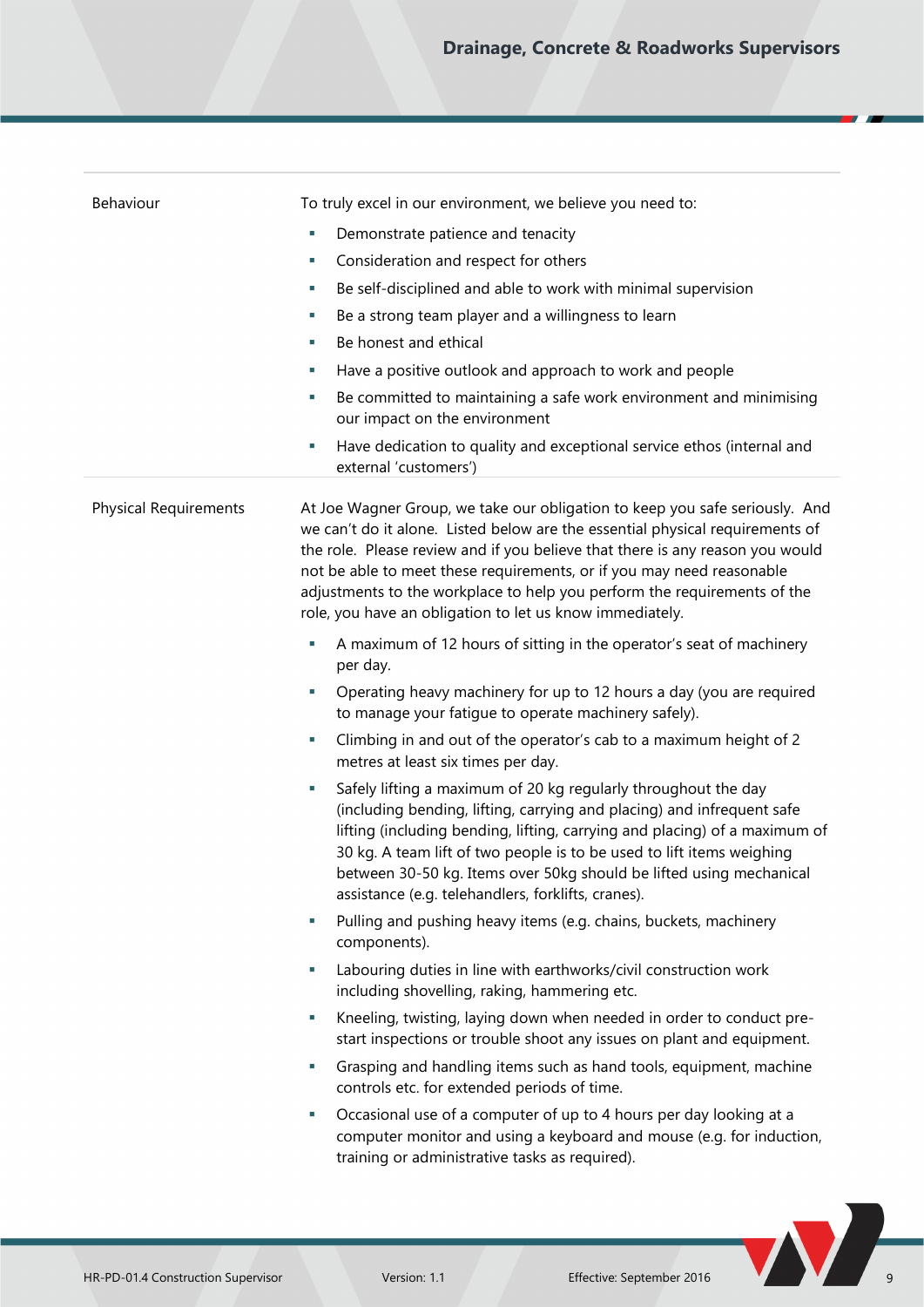| | |
|---|---|
| Behaviour | To truly excel in our environment, we believe you need to:<br>- Demonstrate patience and tenacity<br>- Consideration and respect for others<br>- Be self-disciplined and able to work with minimal supervision<br>- Be a strong team player and a willingness to learn<br>- Be honest and ethical<br>- Have a positive outlook and approach to work and people<br>- Be committed to maintaining a safe work environment and minimising our impact on the environment<br>- Have dedication to quality and exceptional service ethos (internal and external 'customers') |
| Physical Requirements | At Joe Wagner Group, we take our obligation to keep you safe seriously. And we can't do it alone. Listed below are the essential physical requirements of the role. Please review and if you believe that there is any reason you would not be able to meet these requirements, or if you may need reasonable adjustments to the workplace to help you perform the requirements of the role, you have an obligation to let us know immediately.<br>- A maximum of 12 hours of sitting in the operator's seat of machinery per day.<br>- Operating heavy machinery for up to 12 hours a day (you are required to manage your fatigue to operate machinery safely).<br>- Climbing in and out of the operator's cab to a maximum height of 2 metres at least six times per day.<br>- Safely lifting a maximum of 20 kg regularly throughout the day (including bending, lifting, carrying and placing) and infrequent safe lifting (including bending, lifting, carrying and placing) of a maximum of 30 kg. A team lift of two people is to be used to lift items weighing between 30-50 kg. Items over 50kg should be lifted using mechanical assistance (e.g. telehandlers, forklifts, cranes).<br>- Pulling and pushing heavy items (e.g. chains, buckets, machinery components).<br>- Labouring duties in line with earthworks/civil construction work including shovelling, raking, hammering etc.<br>- Kneeling, twisting, laying down when needed in order to conduct pre-start inspections or trouble shoot any issues on plant and equipment.<br>- Grasping and handling items such as hand tools, equipment, machine controls etc. for extended periods of time.<br>- Occasional use of a computer of up to 4 hours per day looking at a computer monitor and using a keyboard and mouse (e.g. for induction, training or administrative tasks as required). |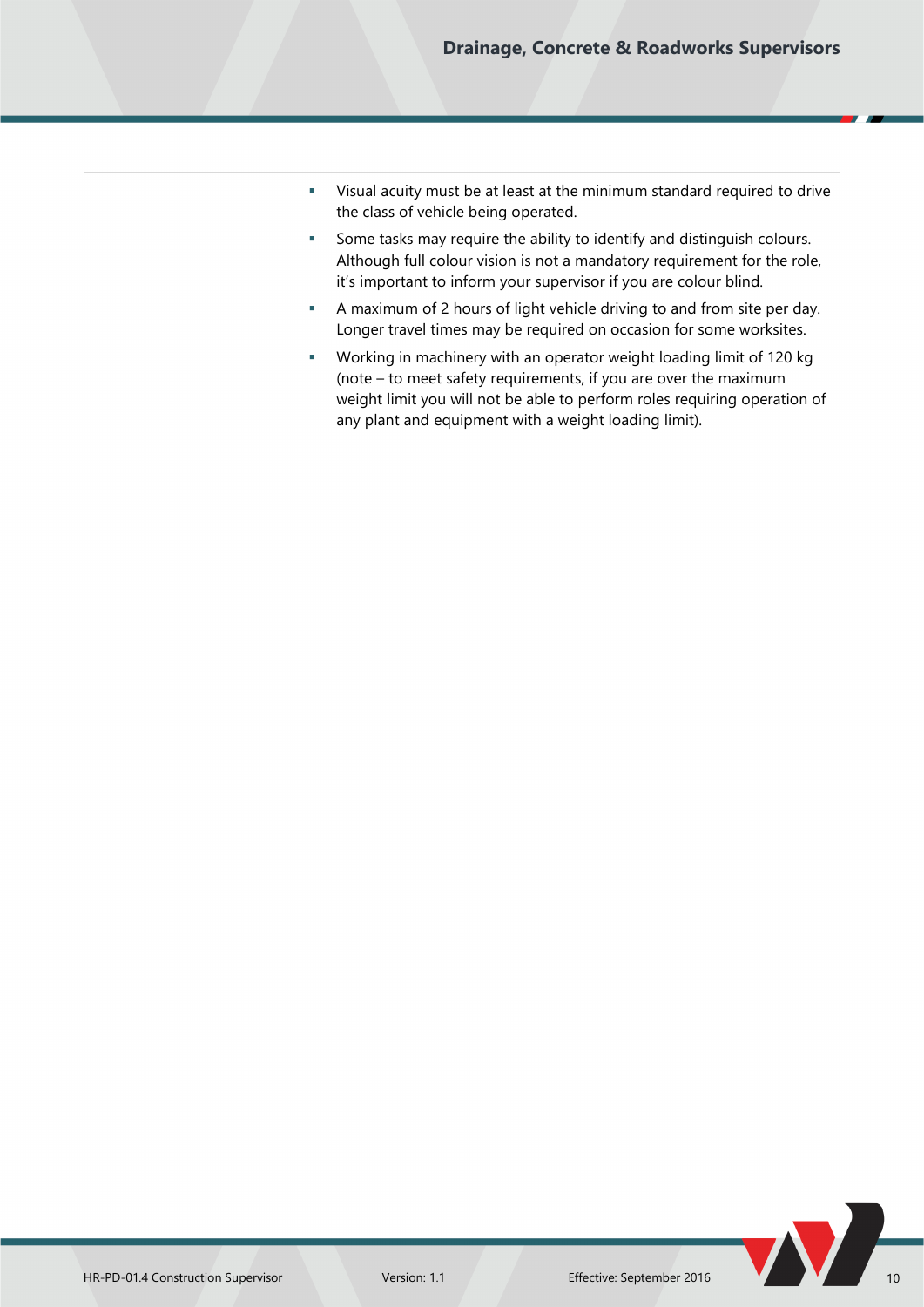- Visual acuity must be at least at the minimum standard required to drive the class of vehicle being operated.
- Some tasks may require the ability to identify and distinguish colours. Although full colour vision is not a mandatory requirement for the role, it's important to inform your supervisor if you are colour blind.
- A maximum of 2 hours of light vehicle driving to and from site per day. Longer travel times may be required on occasion for some worksites.
- Working in machinery with an operator weight loading limit of 120 kg (note – to meet safety requirements, if you are over the maximum weight limit you will not be able to perform roles requiring operation of any plant and equipment with a weight loading limit).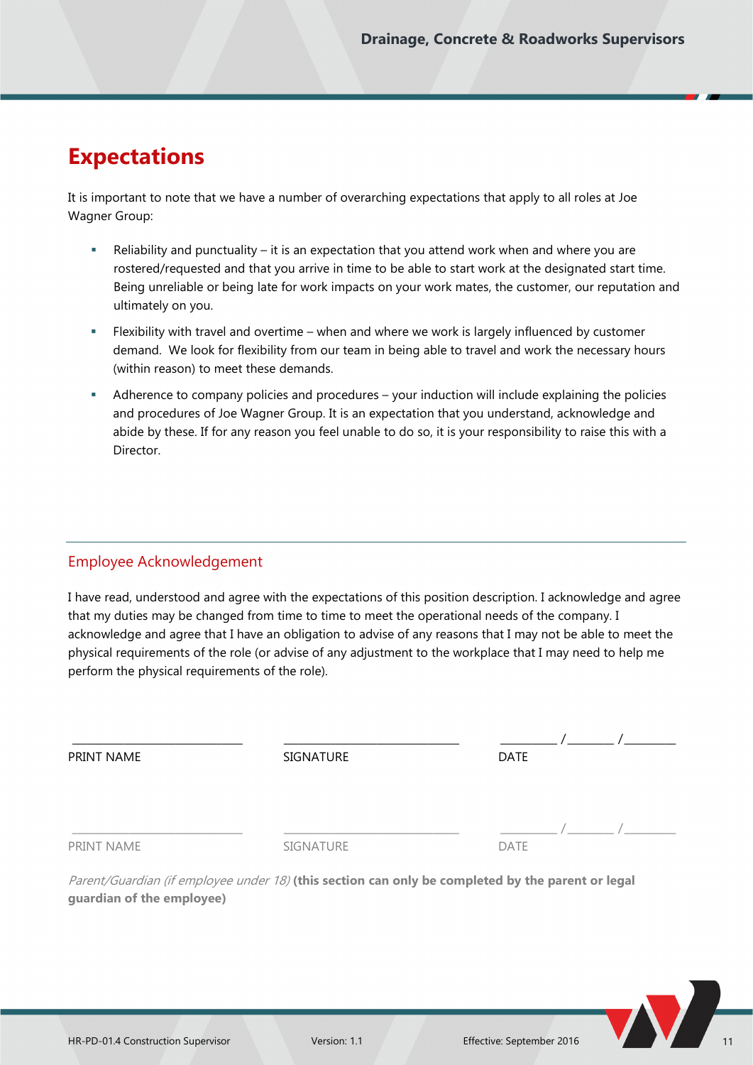# Expectations

It is important to note that we have a number of overarching expectations that apply to all roles at Joe Wagner Group:

- Reliability and punctuality – it is an expectation that you attend work when and where you are rostered/requested and that you arrive in time to be able to start work at the designated start time. Being unreliable or being late for work impacts on your work mates, the customer, our reputation and ultimately on you.
- Flexibility with travel and overtime – when and where we work is largely influenced by customer demand. We look for flexibility from our team in being able to travel and work the necessary hours (within reason) to meet these demands.
- Adherence to company policies and procedures – your induction will include explaining the policies and procedures of Joe Wagner Group. It is an expectation that you understand, acknowledge and abide by these. If for any reason you feel unable to do so, it is your responsibility to raise this with a Director.

---

## Employee Acknowledgement

I have read, understood and agree with the expectations of this position description. I acknowledge and agree that my duties may be changed from time to time to meet the operational needs of the company. I acknowledge and agree that I have an obligation to advise of any reasons that I may not be able to meet the physical requirements of the role (or advise of any adjustment to the workplace that I may need to help me perform the physical requirements of the role).

| | | |
|---|---|---|
| ______________________________ | ______________________________ | _________ / ________ / _________ |
| PRINT NAME | SIGNATURE | DATE |
| ______________________________ | ______________________________ | _________ / ________ / _________ |
| PRINT NAME | SIGNATURE | DATE |

*Parent/Guardian (if employee under 18)* **(this section can only be completed by the parent or legal guardian of the employee)**